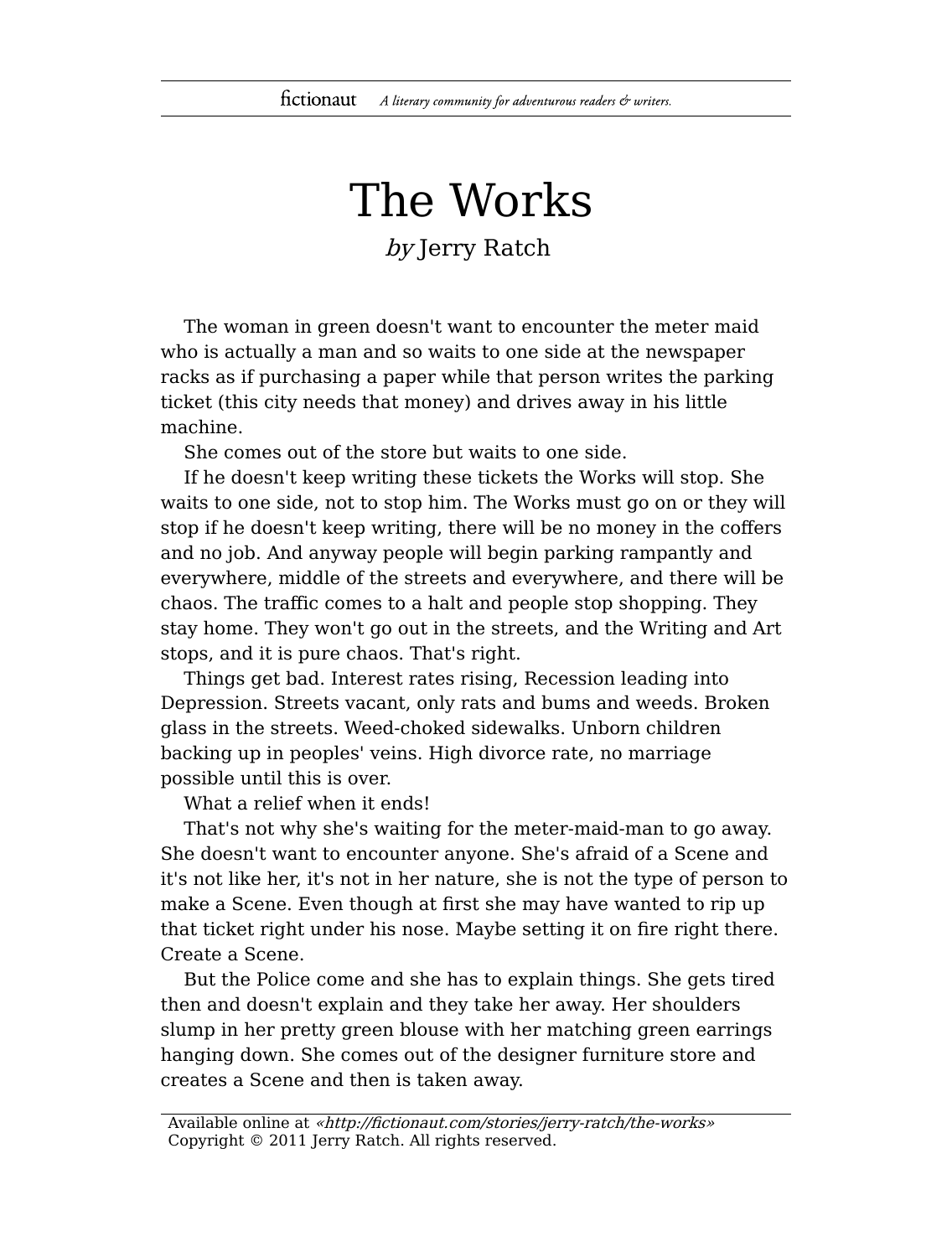# The Works

*by* Jerry Ratch

The woman in green doesn't want to encounter the meter maid who is actually a man and so waits to one side at the newspaper racks as if purchasing a paper while that person writes the parking ticket (this city needs that money) and drives away in his little machine.

She comes out of the store but waits to one side.

If he doesn't keep writing these tickets the Works will stop. She waits to one side, not to stop him. The Works must go on or they will stop if he doesn't keep writing, there will be no money in the coffers and no job. And anyway people will begin parking rampantly and everywhere, middle of the streets and everywhere, and there will be chaos. The traffic comes to a halt and people stop shopping. They stay home. They won't go out in the streets, and the Writing and Art stops, and it is pure chaos. That's right.

Things get bad. Interest rates rising, Recession leading into Depression. Streets vacant, only rats and bums and weeds. Broken glass in the streets. Weed-choked sidewalks. Unborn children backing up in peoples' veins. High divorce rate, no marriage possible until this is over.

What a relief when it ends!

That's not why she's waiting for the meter-maid-man to go away. She doesn't want to encounter anyone. She's afraid of a Scene and it's not like her, it's not in her nature, she is not the type of person to make a Scene. Even though at first she may have wanted to rip up that ticket right under his nose. Maybe setting it on fire right there. Create a Scene.

But the Police come and she has to explain things. She gets tired then and doesn't explain and they take her away. Her shoulders slump in her pretty green blouse with her matching green earrings hanging down. She comes out of the designer furniture store and creates a Scene and then is taken away.

Available online at *«http://fictionaut.com/stories/jerry-ratch/the-works»*
Copyright © 2011 Jerry Ratch. All rights reserved.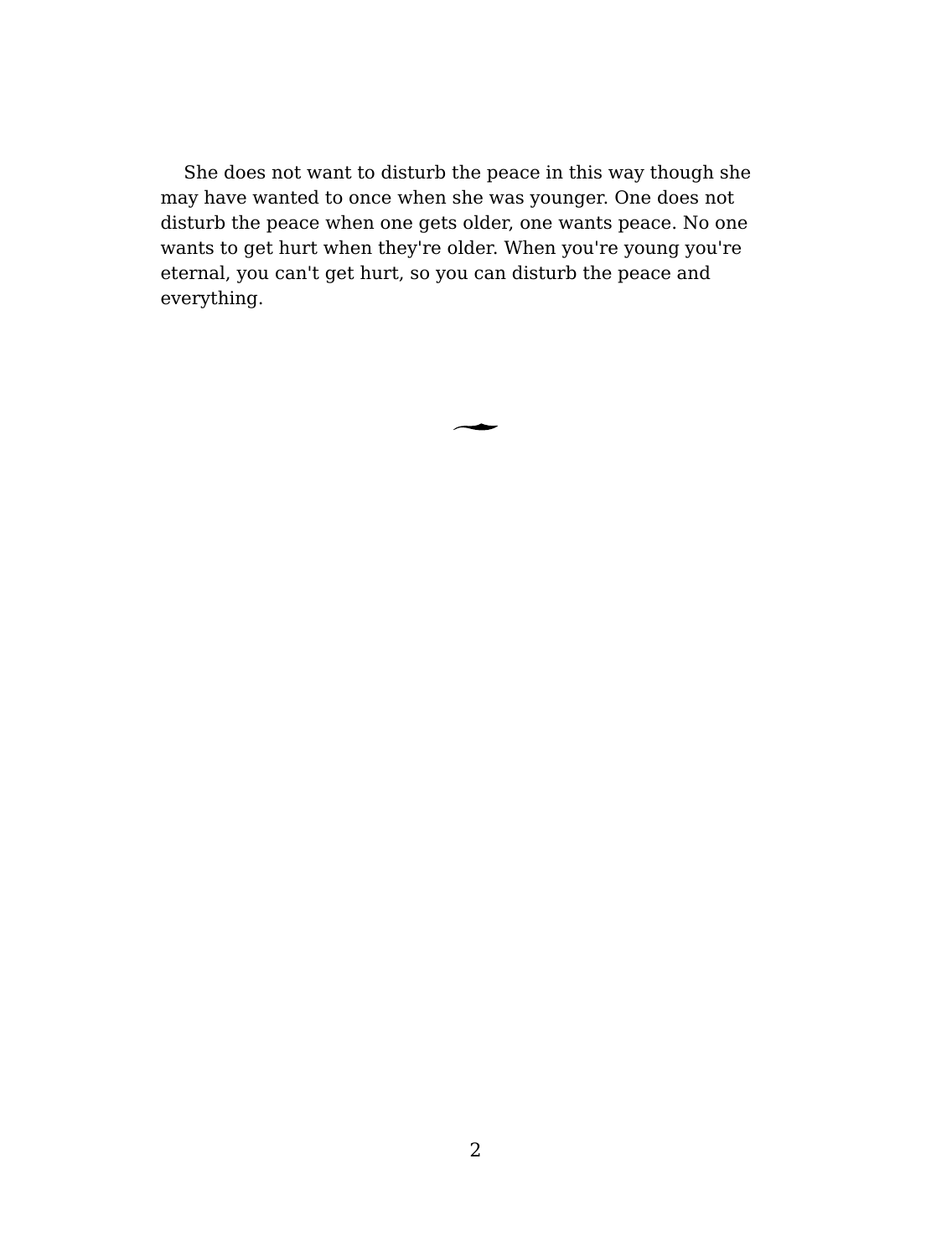She does not want to disturb the peace in this way though she may have wanted to once when she was younger. One does not disturb the peace when one gets older, one wants peace. No one wants to get hurt when they're older. When you're young you're eternal, you can't get hurt, so you can disturb the peace and everything.